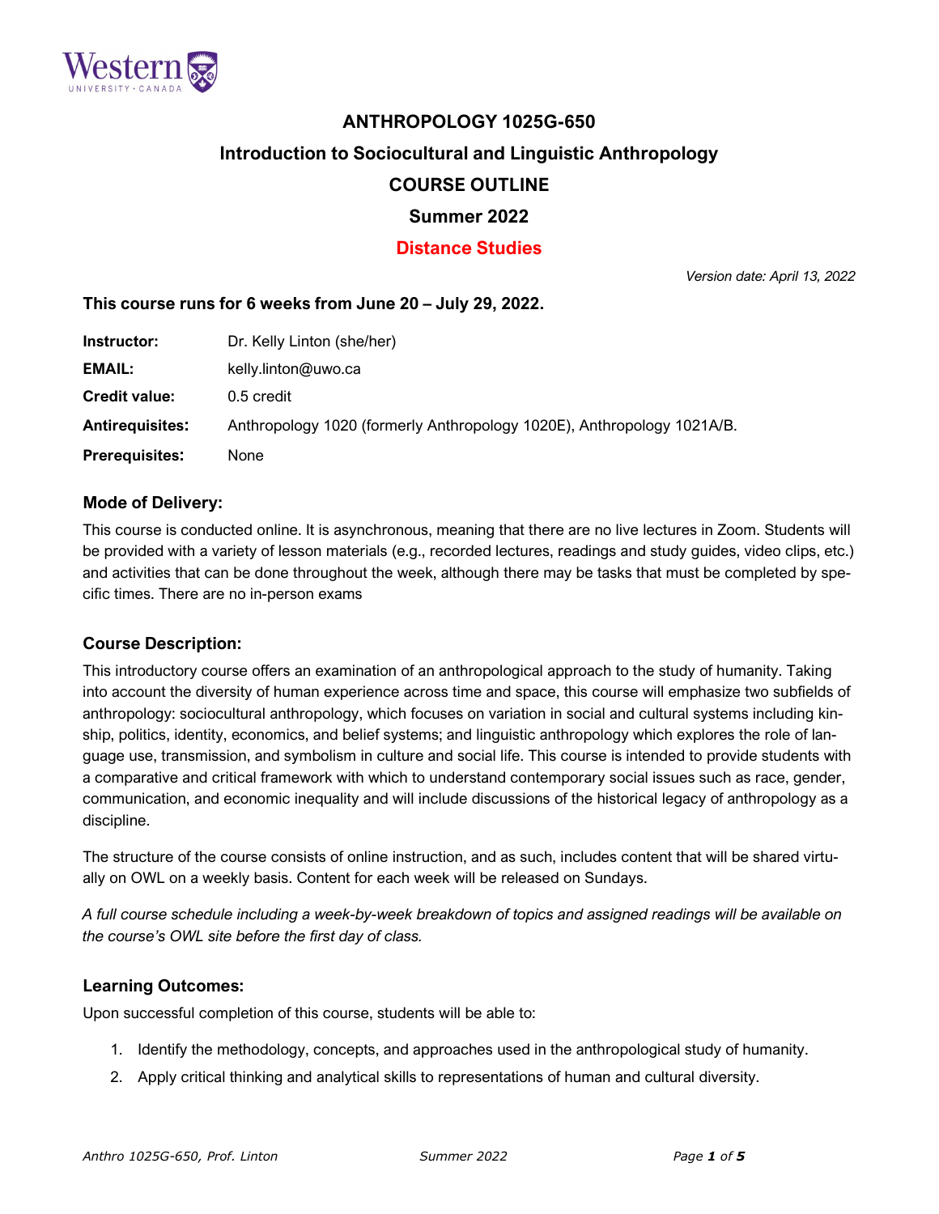# ANTHROPOLOGY 1025G-650

## Introduction to Sociocultural and Linguistic Anthropology

## COURSE OUTLINE

## Summer 2022

## Distance Studies

*Version date: April 13, 2022*

### This course runs for 6 weeks from June 20 – July 29, 2022.

**Instructor:** Dr. Kelly Linton (she/her)

**EMAIL:** kelly.linton@uwo.ca

**Credit value:** 0.5 credit

**Antirequisites:** Anthropology 1020 (formerly Anthropology 1020E), Anthropology 1021A/B.

**Prerequisites:** None

### Mode of Delivery:

This course is conducted online. It is asynchronous, meaning that there are no live lectures in Zoom. Students will be provided with a variety of lesson materials (e.g., recorded lectures, readings and study guides, video clips, etc.) and activities that can be done throughout the week, although there may be tasks that must be completed by specific times. There are no in-person exams

### Course Description:

This introductory course offers an examination of an anthropological approach to the study of humanity. Taking into account the diversity of human experience across time and space, this course will emphasize two subfields of anthropology: sociocultural anthropology, which focuses on variation in social and cultural systems including kinship, politics, identity, economics, and belief systems; and linguistic anthropology which explores the role of language use, transmission, and symbolism in culture and social life. This course is intended to provide students with a comparative and critical framework with which to understand contemporary social issues such as race, gender, communication, and economic inequality and will include discussions of the historical legacy of anthropology as a discipline.

The structure of the course consists of online instruction, and as such, includes content that will be shared virtually on OWL on a weekly basis. Content for each week will be released on Sundays.

*A full course schedule including a week-by-week breakdown of topics and assigned readings will be available on the course's OWL site before the first day of class.*

### Learning Outcomes:

Upon successful completion of this course, students will be able to:

1. Identify the methodology, concepts, and approaches used in the anthropological study of humanity.
2. Apply critical thinking and analytical skills to representations of human and cultural diversity.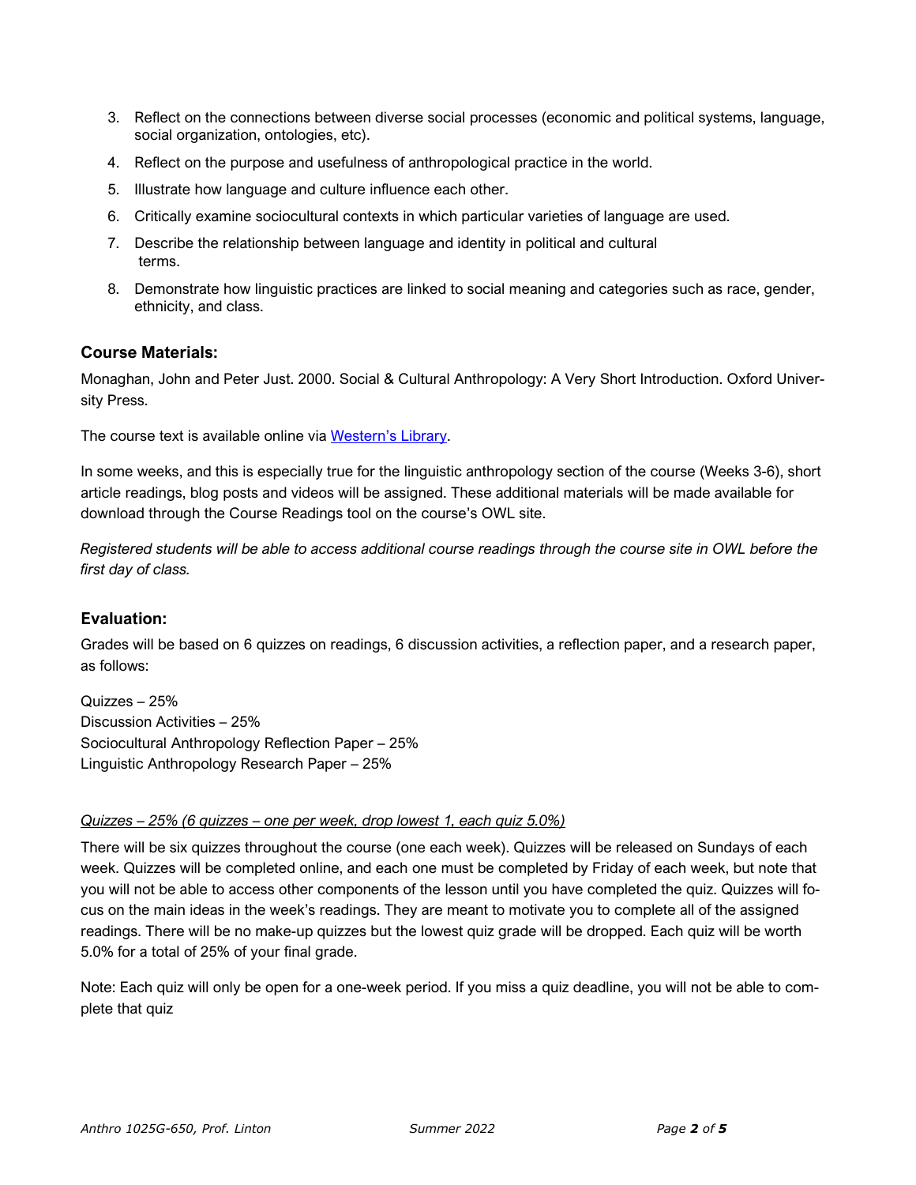3. Reflect on the connections between diverse social processes (economic and political systems, language, social organization, ontologies, etc).
4. Reflect on the purpose and usefulness of anthropological practice in the world.
5. Illustrate how language and culture influence each other.
6. Critically examine sociocultural contexts in which particular varieties of language are used.
7. Describe the relationship between language and identity in political and cultural terms.
8. Demonstrate how linguistic practices are linked to social meaning and categories such as race, gender, ethnicity, and class.

### Course Materials:

Monaghan, John and Peter Just. 2000. Social & Cultural Anthropology: A Very Short Introduction. Oxford University Press.

The course text is available online via Western's Library.

In some weeks, and this is especially true for the linguistic anthropology section of the course (Weeks 3-6), short article readings, blog posts and videos will be assigned. These additional materials will be made available for download through the Course Readings tool on the course's OWL site.

*Registered students will be able to access additional course readings through the course site in OWL before the first day of class.*

### Evaluation:

Grades will be based on 6 quizzes on readings, 6 discussion activities, a reflection paper, and a research paper, as follows:

Quizzes – 25%
Discussion Activities – 25%
Sociocultural Anthropology Reflection Paper – 25%
Linguistic Anthropology Research Paper – 25%

*Quizzes – 25% (6 quizzes – one per week, drop lowest 1, each quiz 5.0%)*

There will be six quizzes throughout the course (one each week). Quizzes will be released on Sundays of each week. Quizzes will be completed online, and each one must be completed by Friday of each week, but note that you will not be able to access other components of the lesson until you have completed the quiz. Quizzes will focus on the main ideas in the week's readings. They are meant to motivate you to complete all of the assigned readings. There will be no make-up quizzes but the lowest quiz grade will be dropped. Each quiz will be worth 5.0% for a total of 25% of your final grade.

Note: Each quiz will only be open for a one-week period. If you miss a quiz deadline, you will not be able to complete that quiz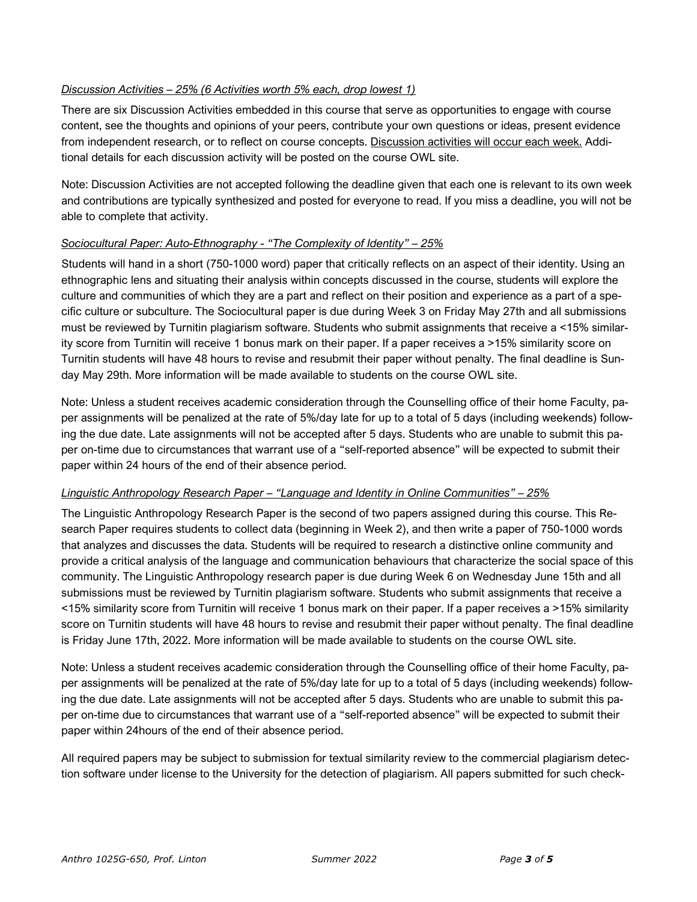*<u>Discussion Activities – 25% (6 Activities worth 5% each, drop lowest 1)</u>*

There are six Discussion Activities embedded in this course that serve as opportunities to engage with course content, see the thoughts and opinions of your peers, contribute your own questions or ideas, present evidence from independent research, or to reflect on course concepts. <u>Discussion activities will occur each week.</u> Additional details for each discussion activity will be posted on the course OWL site.

Note: Discussion Activities are not accepted following the deadline given that each one is relevant to its own week and contributions are typically synthesized and posted for everyone to read. If you miss a deadline, you will not be able to complete that activity.

*<u>Sociocultural Paper: Auto-Ethnography - "The Complexity of Identity" – 25%</u>*

Students will hand in a short (750-1000 word) paper that critically reflects on an aspect of their identity. Using an ethnographic lens and situating their analysis within concepts discussed in the course, students will explore the culture and communities of which they are a part and reflect on their position and experience as a part of a specific culture or subculture. The Sociocultural paper is due during Week 3 on Friday May 27th and all submissions must be reviewed by Turnitin plagiarism software. Students who submit assignments that receive a <15% similarity score from Turnitin will receive 1 bonus mark on their paper. If a paper receives a >15% similarity score on Turnitin students will have 48 hours to revise and resubmit their paper without penalty. The final deadline is Sunday May 29th. More information will be made available to students on the course OWL site.

Note: Unless a student receives academic consideration through the Counselling office of their home Faculty, paper assignments will be penalized at the rate of 5%/day late for up to a total of 5 days (including weekends) following the due date. Late assignments will not be accepted after 5 days. Students who are unable to submit this paper on-time due to circumstances that warrant use of a "self-reported absence" will be expected to submit their paper within 24 hours of the end of their absence period.

*<u>Linguistic Anthropology Research Paper – "Language and Identity in Online Communities" – 25%</u>*

The Linguistic Anthropology Research Paper is the second of two papers assigned during this course. This Research Paper requires students to collect data (beginning in Week 2), and then write a paper of 750-1000 words that analyzes and discusses the data. Students will be required to research a distinctive online community and provide a critical analysis of the language and communication behaviours that characterize the social space of this community. The Linguistic Anthropology research paper is due during Week 6 on Wednesday June 15th and all submissions must be reviewed by Turnitin plagiarism software. Students who submit assignments that receive a <15% similarity score from Turnitin will receive 1 bonus mark on their paper. If a paper receives a >15% similarity score on Turnitin students will have 48 hours to revise and resubmit their paper without penalty. The final deadline is Friday June 17th, 2022. More information will be made available to students on the course OWL site.

Note: Unless a student receives academic consideration through the Counselling office of their home Faculty, paper assignments will be penalized at the rate of 5%/day late for up to a total of 5 days (including weekends) following the due date. Late assignments will not be accepted after 5 days. Students who are unable to submit this paper on-time due to circumstances that warrant use of a "self-reported absence" will be expected to submit their paper within 24hours of the end of their absence period.

All required papers may be subject to submission for textual similarity review to the commercial plagiarism detection software under license to the University for the detection of plagiarism. All papers submitted for such check-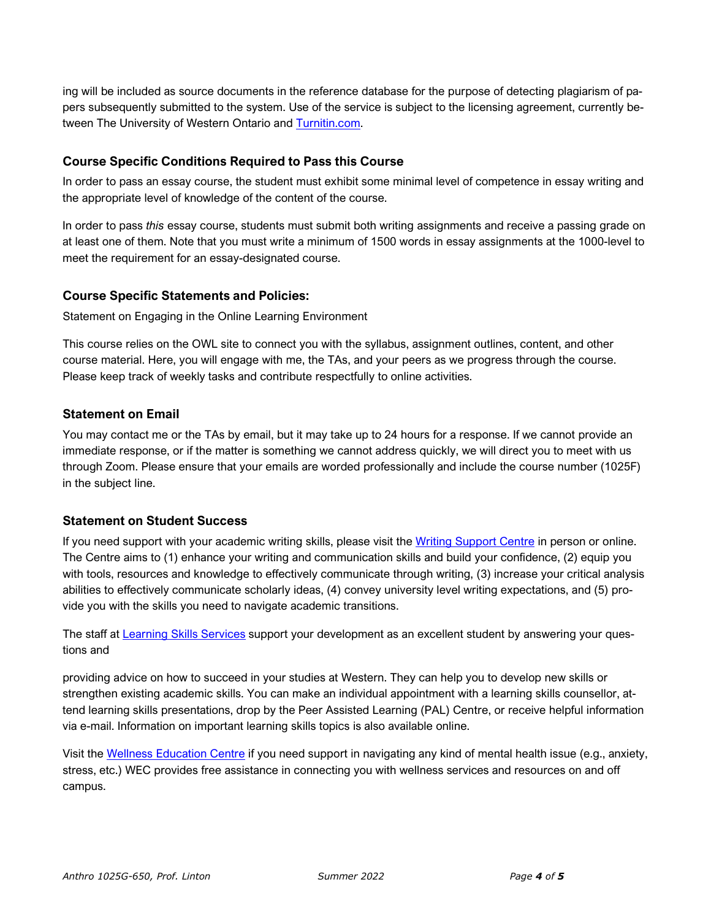ing will be included as source documents in the reference database for the purpose of detecting plagiarism of papers subsequently submitted to the system. Use of the service is subject to the licensing agreement, currently between The University of Western Ontario and [Turnitin.com](Turnitin.com).

## Course Specific Conditions Required to Pass this Course

In order to pass an essay course, the student must exhibit some minimal level of competence in essay writing and the appropriate level of knowledge of the content of the course.

In order to pass *this* essay course, students must submit both writing assignments and receive a passing grade on at least one of them. Note that you must write a minimum of 1500 words in essay assignments at the 1000-level to meet the requirement for an essay-designated course.

## Course Specific Statements and Policies:

Statement on Engaging in the Online Learning Environment

This course relies on the OWL site to connect you with the syllabus, assignment outlines, content, and other course material. Here, you will engage with me, the TAs, and your peers as we progress through the course. Please keep track of weekly tasks and contribute respectfully to online activities.

## Statement on Email

You may contact me or the TAs by email, but it may take up to 24 hours for a response. If we cannot provide an immediate response, or if the matter is something we cannot address quickly, we will direct you to meet with us through Zoom. Please ensure that your emails are worded professionally and include the course number (1025F) in the subject line.

## Statement on Student Success

If you need support with your academic writing skills, please visit the Writing Support Centre in person or online. The Centre aims to (1) enhance your writing and communication skills and build your confidence, (2) equip you with tools, resources and knowledge to effectively communicate through writing, (3) increase your critical analysis abilities to effectively communicate scholarly ideas, (4) convey university level writing expectations, and (5) provide you with the skills you need to navigate academic transitions.

The staff at Learning Skills Services support your development as an excellent student by answering your questions and

providing advice on how to succeed in your studies at Western. They can help you to develop new skills or strengthen existing academic skills. You can make an individual appointment with a learning skills counsellor, attend learning skills presentations, drop by the Peer Assisted Learning (PAL) Centre, or receive helpful information via e-mail. Information on important learning skills topics is also available online.

Visit the Wellness Education Centre if you need support in navigating any kind of mental health issue (e.g., anxiety, stress, etc.) WEC provides free assistance in connecting you with wellness services and resources on and off campus.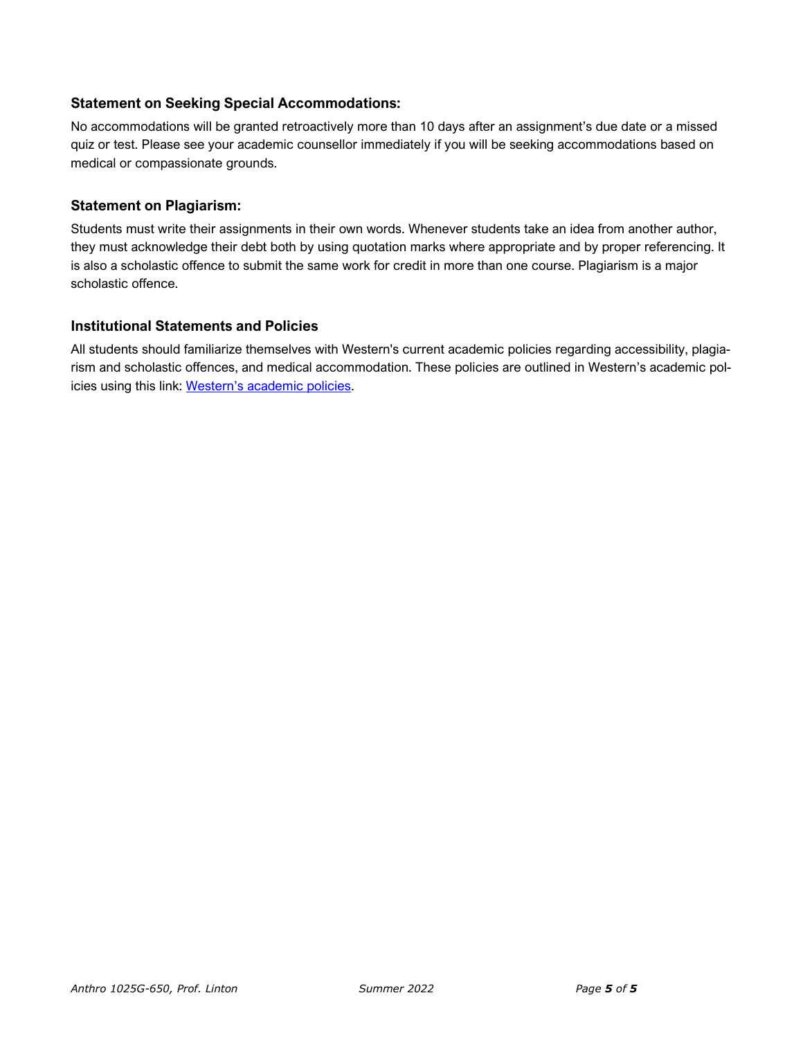### Statement on Seeking Special Accommodations:

No accommodations will be granted retroactively more than 10 days after an assignment's due date or a missed quiz or test. Please see your academic counsellor immediately if you will be seeking accommodations based on medical or compassionate grounds.

### Statement on Plagiarism:

Students must write their assignments in their own words. Whenever students take an idea from another author, they must acknowledge their debt both by using quotation marks where appropriate and by proper referencing. It is also a scholastic offence to submit the same work for credit in more than one course. Plagiarism is a major scholastic offence.

### Institutional Statements and Policies

All students should familiarize themselves with Western's current academic policies regarding accessibility, plagiarism and scholastic offences, and medical accommodation. These policies are outlined in Western's academic policies using this link: Western's academic policies.